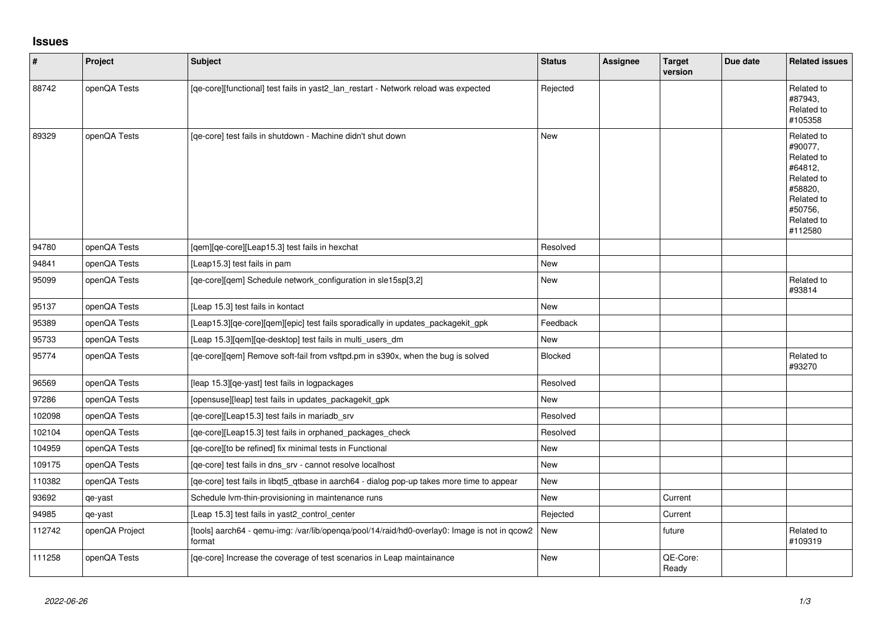## Issues

| # | Project | Subject | Status | Assignee | Target version | Due date | Related issues |
|---|---|---|---|---|---|---|---|
| 88742 | openQA Tests | [qe-core][functional] test fails in yast2_lan_restart - Network reload was expected | Rejected | | | | Related to #87943, Related to #105358 |
| 89329 | openQA Tests | [qe-core] test fails in shutdown - Machine didn't shut down | New | | | | Related to #90077, Related to #64812, Related to #58820, Related to #50756, Related to #112580 |
| 94780 | openQA Tests | [qem][qe-core][Leap15.3] test fails in hexchat | Resolved | | | | |
| 94841 | openQA Tests | [Leap15.3] test fails in pam | New | | | | |
| 95099 | openQA Tests | [qe-core][qem] Schedule network_configuration in sle15sp[3,2] | New | | | | Related to #93814 |
| 95137 | openQA Tests | [Leap 15.3] test fails in kontact | New | | | | |
| 95389 | openQA Tests | [Leap15.3][qe-core][qem][epic] test fails sporadically in updates_packagekit_gpk | Feedback | | | | |
| 95733 | openQA Tests | [Leap 15.3][qem][qe-desktop] test fails in multi_users_dm | New | | | | |
| 95774 | openQA Tests | [qe-core][qem] Remove soft-fail from vsftpd.pm in s390x, when the bug is solved | Blocked | | | | Related to #93270 |
| 96569 | openQA Tests | [leap 15.3][qe-yast] test fails in logpackages | Resolved | | | | |
| 97286 | openQA Tests | [opensuse][leap] test fails in updates_packagekit_gpk | New | | | | |
| 102098 | openQA Tests | [qe-core][Leap15.3] test fails in mariadb_srv | Resolved | | | | |
| 102104 | openQA Tests | [qe-core][Leap15.3] test fails in orphaned_packages_check | Resolved | | | | |
| 104959 | openQA Tests | [qe-core][to be refined] fix minimal tests in Functional | New | | | | |
| 109175 | openQA Tests | [qe-core] test fails in dns_srv - cannot resolve localhost | New | | | | |
| 110382 | openQA Tests | [qe-core] test fails in libqt5_qtbase in aarch64 - dialog pop-up takes more time to appear | New | | | | |
| 93692 | qe-yast | Schedule lvm-thin-provisioning in maintenance runs | New | | Current | | |
| 94985 | qe-yast | [Leap 15.3] test fails in yast2_control_center | Rejected | | Current | | |
| 112742 | openQA Project | [tools] aarch64 - qemu-img: /var/lib/openqa/pool/14/raid/hd0-overlay0: Image is not in qcow2 format | New | | future | | Related to #109319 |
| 111258 | openQA Tests | [qe-core] Increase the coverage of test scenarios in Leap maintainance | New | | QE-Core: Ready | | |

*2022-06-26*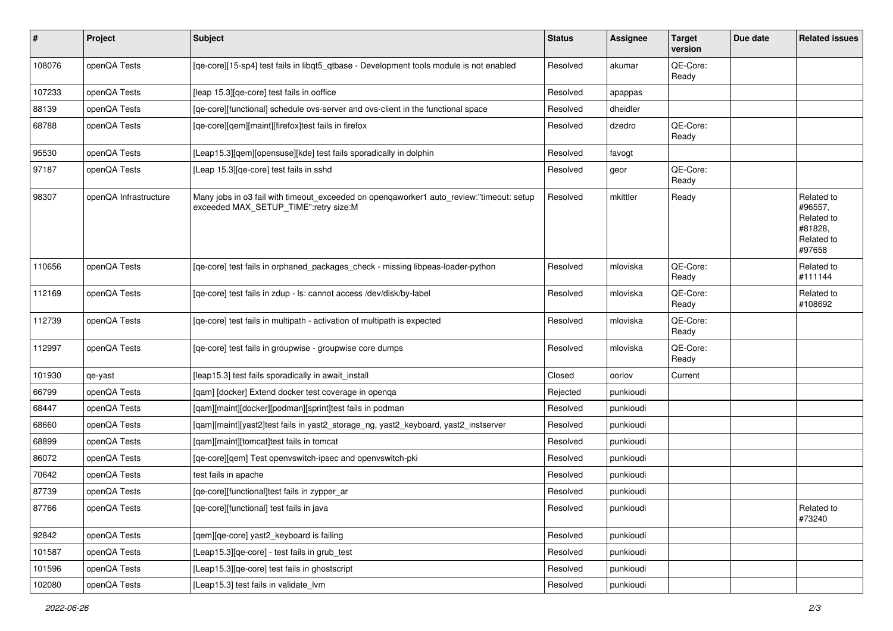| # | Project | Subject | Status | Assignee | Target version | Due date | Related issues |
|---|---|---|---|---|---|---|---|
| 108076 | openQA Tests | [qe-core][15-sp4] test fails in libqt5_qtbase - Development tools module is not enabled | Resolved | akumar | QE-Core: Ready | | |
| 107233 | openQA Tests | [leap 15.3][qe-core] test fails in ooffice | Resolved | apappas | | | |
| 88139 | openQA Tests | [qe-core][functional] schedule ovs-server and ovs-client in the functional space | Resolved | dheidler | | | |
| 68788 | openQA Tests | [qe-core][qem][maint][firefox]test fails in firefox | Resolved | dzedro | QE-Core: Ready | | |
| 95530 | openQA Tests | [Leap15.3][qem][opensuse][kde] test fails sporadically in dolphin | Resolved | favogt | | | |
| 97187 | openQA Tests | [Leap 15.3][qe-core] test fails in sshd | Resolved | geor | QE-Core: Ready | | |
| 98307 | openQA Infrastructure | Many jobs in o3 fail with timeout_exceeded on openqaworker1 auto_review:"timeout: setup exceeded MAX_SETUP_TIME":retry size:M | Resolved | mkittler | Ready | | Related to #96557, Related to #81828, Related to #97658 |
| 110656 | openQA Tests | [qe-core] test fails in orphaned_packages_check - missing libpeas-loader-python | Resolved | mloviska | QE-Core: Ready | | Related to #111144 |
| 112169 | openQA Tests | [qe-core] test fails in zdup - ls: cannot access /dev/disk/by-label | Resolved | mloviska | QE-Core: Ready | | Related to #108692 |
| 112739 | openQA Tests | [qe-core] test fails in multipath - activation of multipath is expected | Resolved | mloviska | QE-Core: Ready | | |
| 112997 | openQA Tests | [qe-core] test fails in groupwise - groupwise core dumps | Resolved | mloviska | QE-Core: Ready | | |
| 101930 | qe-yast | [leap15.3] test fails sporadically in await_install | Closed | oorlov | Current | | |
| 66799 | openQA Tests | [qam] [docker] Extend docker test coverage in openqa | Rejected | punkioudi | | | |
| 68447 | openQA Tests | [qam][maint][docker][podman][sprint]test fails in podman | Resolved | punkioudi | | | |
| 68660 | openQA Tests | [qam][maint][yast2]test fails in yast2_storage_ng, yast2_keyboard, yast2_instserver | Resolved | punkioudi | | | |
| 68899 | openQA Tests | [qam][maint][tomcat]test fails in tomcat | Resolved | punkioudi | | | |
| 86072 | openQA Tests | [qe-core][qem] Test openvswitch-ipsec and openvswitch-pki | Resolved | punkioudi | | | |
| 70642 | openQA Tests | test fails in apache | Resolved | punkioudi | | | |
| 87739 | openQA Tests | [qe-core][functional]test fails in zypper_ar | Resolved | punkioudi | | | |
| 87766 | openQA Tests | [qe-core][functional] test fails in java | Resolved | punkioudi | | | Related to #73240 |
| 92842 | openQA Tests | [qem][qe-core] yast2_keyboard is failing | Resolved | punkioudi | | | |
| 101587 | openQA Tests | [Leap15.3][qe-core] - test fails in grub_test | Resolved | punkioudi | | | |
| 101596 | openQA Tests | [Leap15.3][qe-core] test fails in ghostscript | Resolved | punkioudi | | | |
| 102080 | openQA Tests | [Leap15.3] test fails in validate_lvm | Resolved | punkioudi | | | |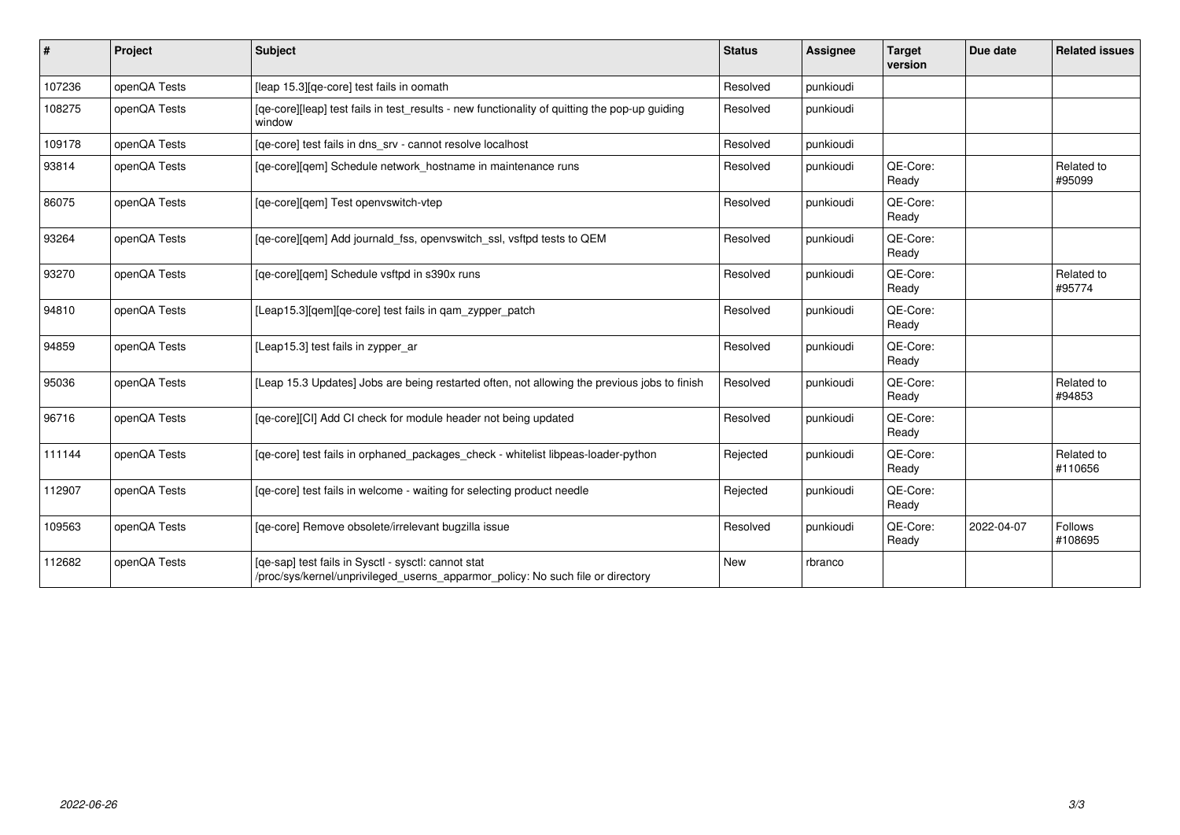| # | Project | Subject | Status | Assignee | Target version | Due date | Related issues |
|---|---|---|---|---|---|---|---|
| 107236 | openQA Tests | [leap 15.3][qe-core] test fails in oomath | Resolved | punkioudi | | | |
| 108275 | openQA Tests | [qe-core][leap] test fails in test_results - new functionality of quitting the pop-up guiding window | Resolved | punkioudi | | | |
| 109178 | openQA Tests | [qe-core] test fails in dns_srv - cannot resolve localhost | Resolved | punkioudi | | | |
| 93814 | openQA Tests | [qe-core][qem] Schedule network_hostname in maintenance runs | Resolved | punkioudi | QE-Core: Ready | | Related to #95099 |
| 86075 | openQA Tests | [qe-core][qem] Test openvswitch-vtep | Resolved | punkioudi | QE-Core: Ready | | |
| 93264 | openQA Tests | [qe-core][qem] Add journald_fss, openvswitch_ssl, vsftpd tests to QEM | Resolved | punkioudi | QE-Core: Ready | | |
| 93270 | openQA Tests | [qe-core][qem] Schedule vsftpd in s390x runs | Resolved | punkioudi | QE-Core: Ready | | Related to #95774 |
| 94810 | openQA Tests | [Leap15.3][qem][qe-core] test fails in qam_zypper_patch | Resolved | punkioudi | QE-Core: Ready | | |
| 94859 | openQA Tests | [Leap15.3] test fails in zypper_ar | Resolved | punkioudi | QE-Core: Ready | | |
| 95036 | openQA Tests | [Leap 15.3 Updates] Jobs are being restarted often, not allowing the previous jobs to finish | Resolved | punkioudi | QE-Core: Ready | | Related to #94853 |
| 96716 | openQA Tests | [qe-core][CI] Add CI check for module header not being updated | Resolved | punkioudi | QE-Core: Ready | | |
| 111144 | openQA Tests | [qe-core] test fails in orphaned_packages_check - whitelist libpeas-loader-python | Rejected | punkioudi | QE-Core: Ready | | Related to #110656 |
| 112907 | openQA Tests | [qe-core] test fails in welcome - waiting for selecting product needle | Rejected | punkioudi | QE-Core: Ready | | |
| 109563 | openQA Tests | [qe-core] Remove obsolete/irrelevant bugzilla issue | Resolved | punkioudi | QE-Core: Ready | 2022-04-07 | Follows #108695 |
| 112682 | openQA Tests | [qe-sap] test fails in Sysctl - sysctl: cannot stat /proc/sys/kernel/unprivileged_userns_apparmor_policy: No such file or directory | New | rbranco | | | |